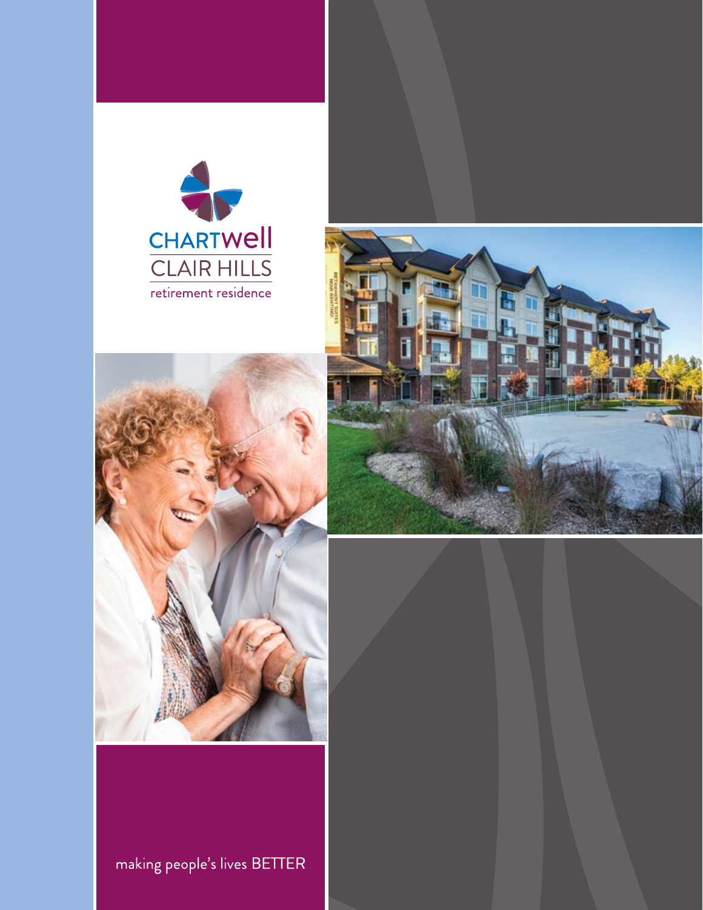CHARTWell

CLAIR HILLS

retirement residence

making people's lives BETTER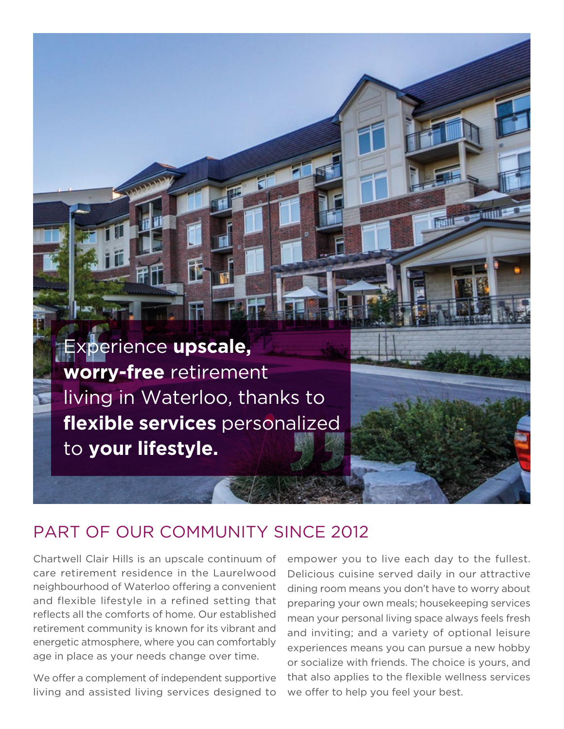> Experience **upscale, worry-free** retirement living in Waterloo, thanks to **flexible services** personalized to **your lifestyle.**

## PART OF OUR COMMUNITY SINCE 2012

Chartwell Clair Hills is an upscale continuum of care retirement residence in the Laurelwood neighbourhood of Waterloo offering a convenient and flexible lifestyle in a refined setting that reflects all the comforts of home. Our established retirement community is known for its vibrant and energetic atmosphere, where you can comfortably age in place as your needs change over time.

We offer a complement of independent supportive living and assisted living services designed to empower you to live each day to the fullest. Delicious cuisine served daily in our attractive dining room means you don't have to worry about preparing your own meals; housekeeping services mean your personal living space always feels fresh and inviting; and a variety of optional leisure experiences means you can pursue a new hobby or socialize with friends. The choice is yours, and that also applies to the flexible wellness services we offer to help you feel your best.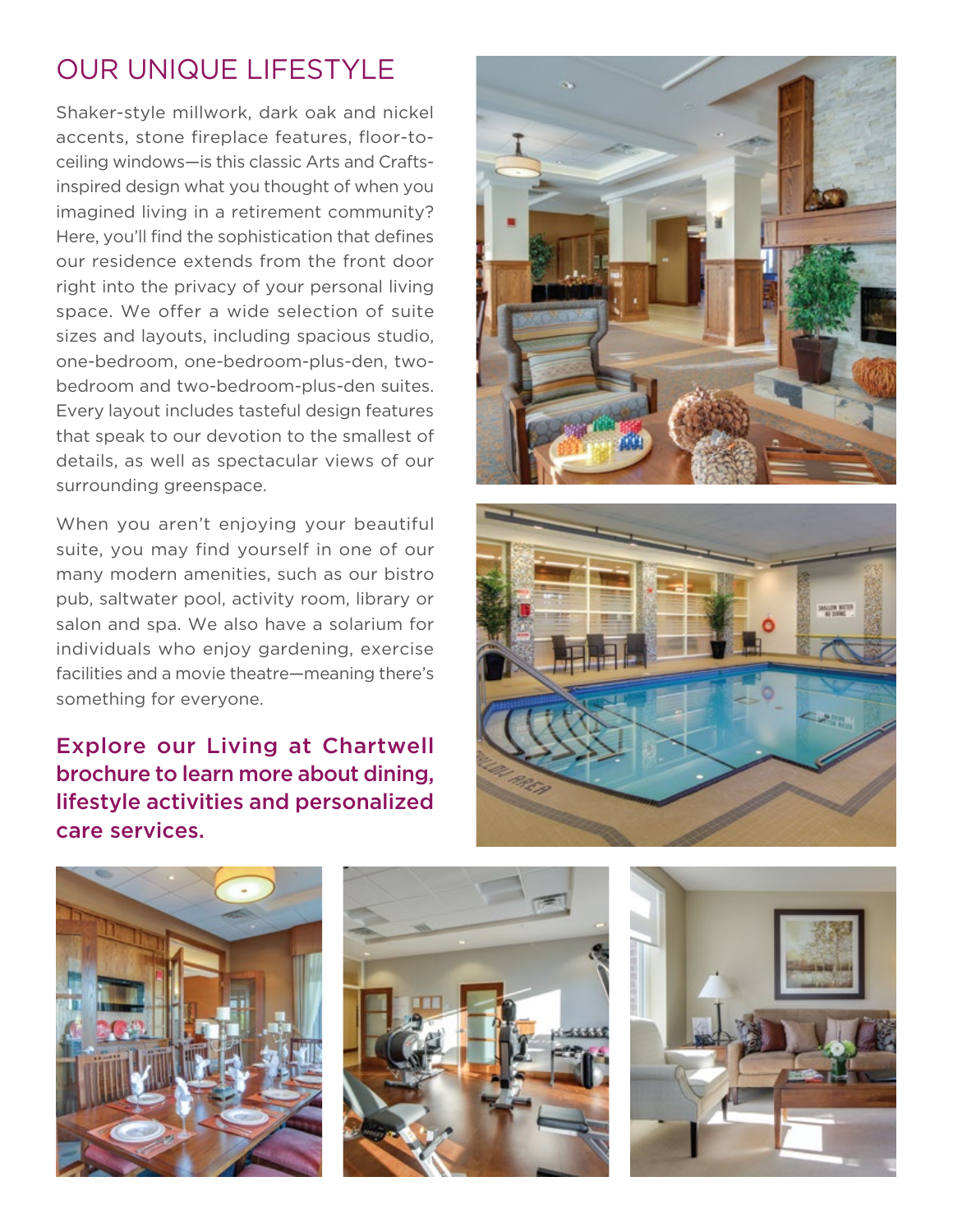# OUR UNIQUE LIFESTYLE

Shaker-style millwork, dark oak and nickel accents, stone fireplace features, floor-to-ceiling windows—is this classic Arts and Crafts-inspired design what you thought of when you imagined living in a retirement community? Here, you'll find the sophistication that defines our residence extends from the front door right into the privacy of your personal living space. We offer a wide selection of suite sizes and layouts, including spacious studio, one-bedroom, one-bedroom-plus-den, two-bedroom and two-bedroom-plus-den suites. Every layout includes tasteful design features that speak to our devotion to the smallest of details, as well as spectacular views of our surrounding greenspace.

When you aren't enjoying your beautiful suite, you may find yourself in one of our many modern amenities, such as our bistro pub, saltwater pool, activity room, library or salon and spa. We also have a solarium for individuals who enjoy gardening, exercise facilities and a movie theatre—meaning there's something for everyone.

**Explore our Living at Chartwell brochure to learn more about dining, lifestyle activities and personalized care services.**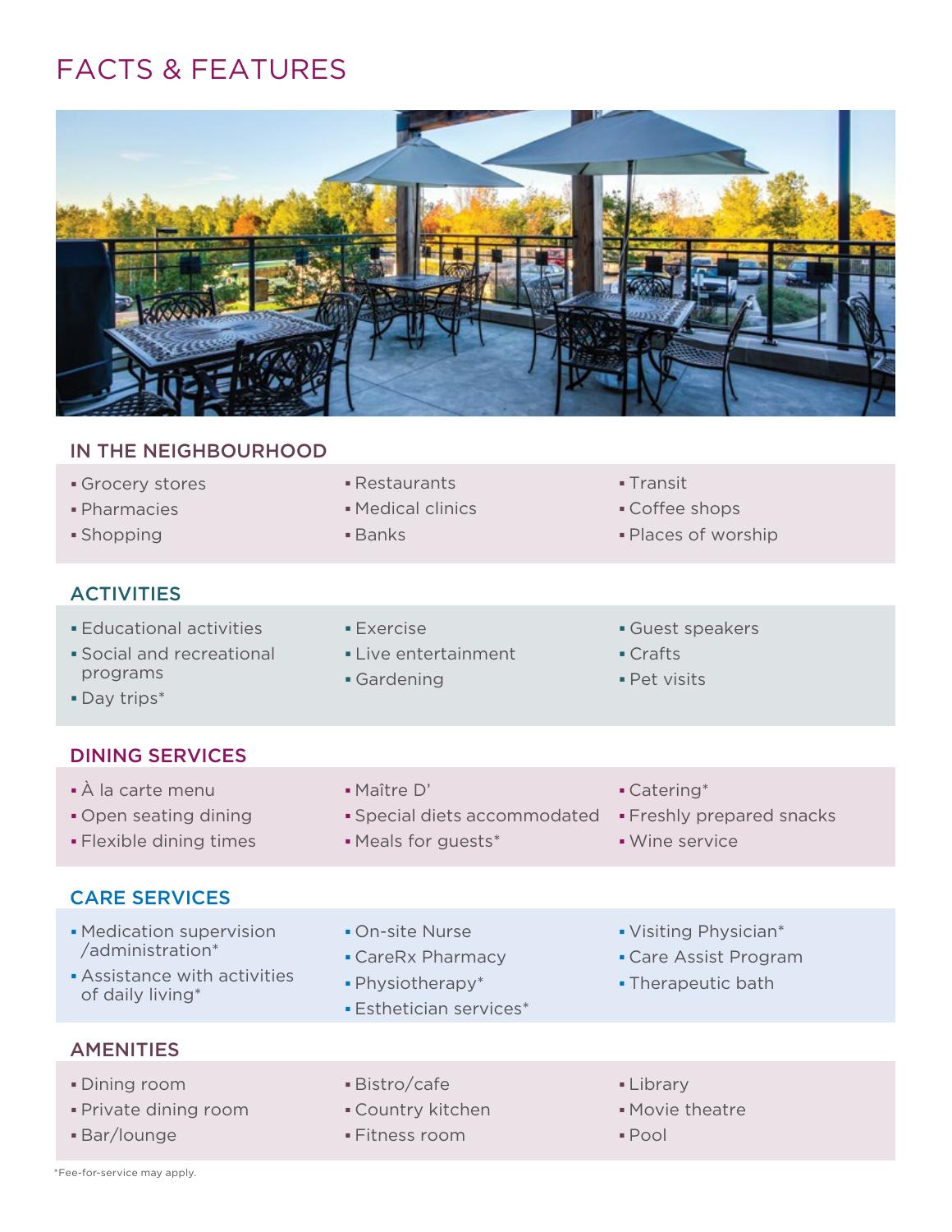# FACTS & FEATURES

## IN THE NEIGHBOURHOOD

- Grocery stores
- Pharmacies
- Shopping
- Restaurants
- Medical clinics
- Banks
- Transit
- Coffee shops
- Places of worship

## ACTIVITIES

- Educational activities
- Social and recreational programs
- Day trips*
- Exercise
- Live entertainment
- Gardening
- Guest speakers
- Crafts
- Pet visits

## DINING SERVICES

- À la carte menu
- Open seating dining
- Flexible dining times
- Maître D'
- Special diets accommodated
- Meals for guests*
- Catering*
- Freshly prepared snacks
- Wine service

## CARE SERVICES

- Medication supervision /administration*
- Assistance with activities of daily living*
- On-site Nurse
- CareRx Pharmacy
- Physiotherapy*
- Esthetician services*
- Visiting Physician*
- Care Assist Program
- Therapeutic bath

## AMENITIES

- Dining room
- Private dining room
- Bar/lounge
- Bistro/cafe
- Country kitchen
- Fitness room
- Library
- Movie theatre
- Pool

*Fee-for-service may apply.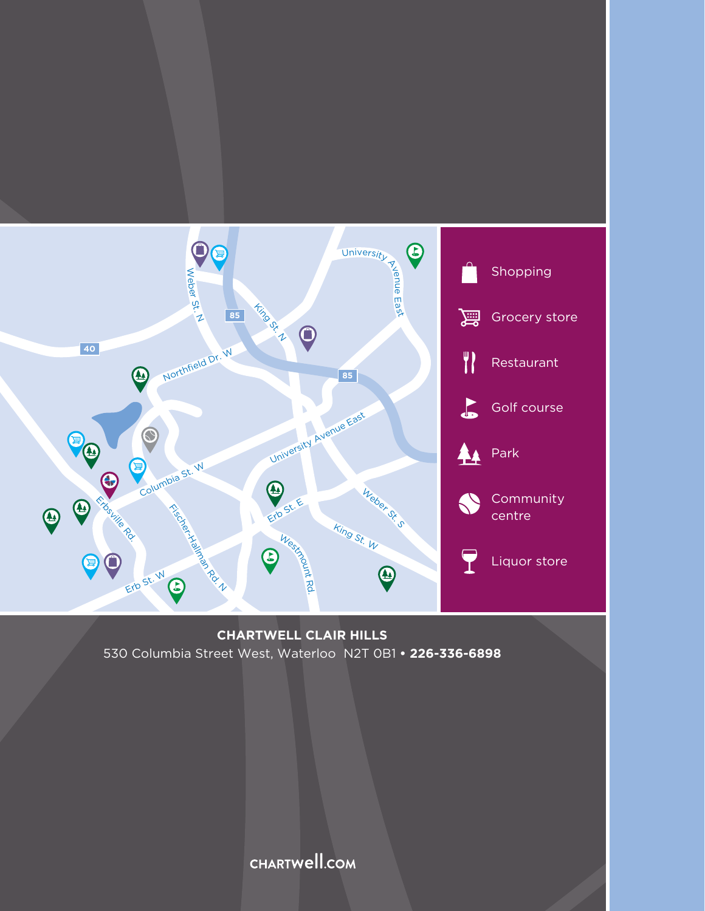Shopping

Grocery store

Restaurant

Golf course

Park

Community centre

Liquor store

Weber St. N

King St. N

University Avenue East

40

85

Northfield Dr. W

University Avenue East

Columbia St. W

Erbsville Rd.

Fischer-Hallman Rd. N

Erb St. E

Weber St. S

King St. W

Westmount Rd.

Erb St. W

**CHARTWELL CLAIR HILLS**

530 Columbia Street West, Waterloo N2T 0B1 • **226-336-6898**

CHARTWELL.COM